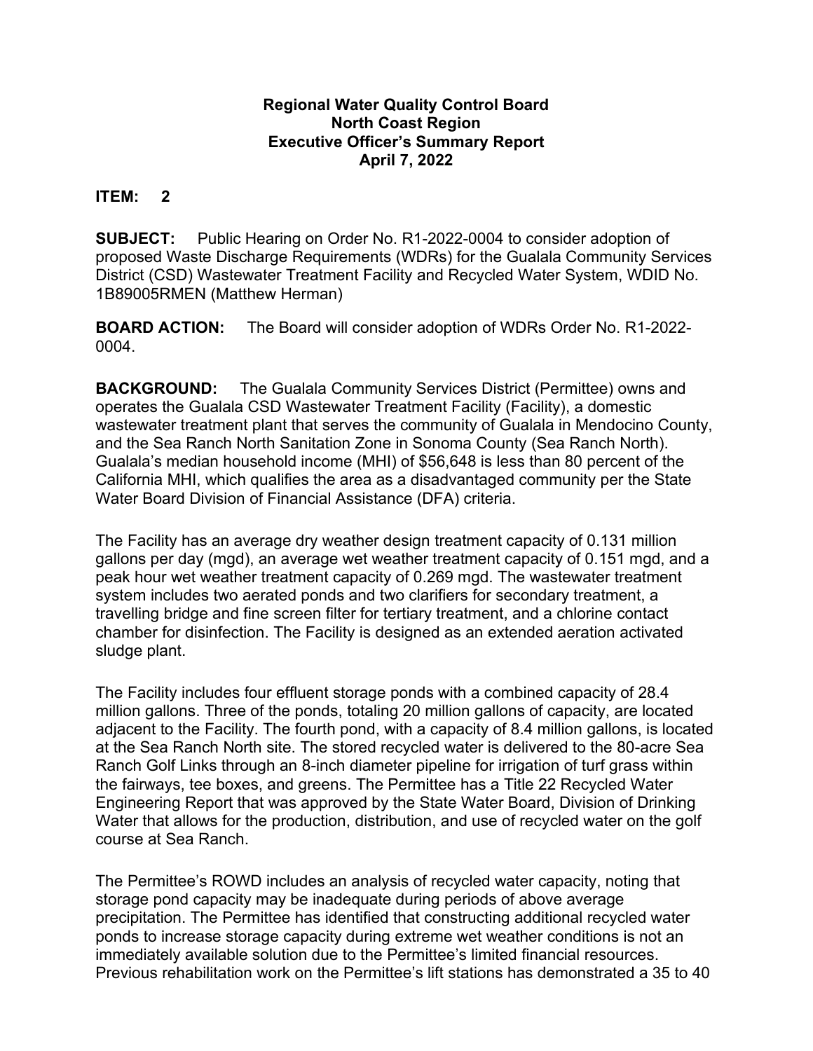**Regional Water Quality Control Board**
**North Coast Region**
**Executive Officer's Summary Report**
**April 7, 2022**

**ITEM: 2**

**SUBJECT:** Public Hearing on Order No. R1-2022-0004 to consider adoption of proposed Waste Discharge Requirements (WDRs) for the Gualala Community Services District (CSD) Wastewater Treatment Facility and Recycled Water System, WDID No. 1B89005RMEN (Matthew Herman)

**BOARD ACTION:** The Board will consider adoption of WDRs Order No. R1-2022-0004.

**BACKGROUND:** The Gualala Community Services District (Permittee) owns and operates the Gualala CSD Wastewater Treatment Facility (Facility), a domestic wastewater treatment plant that serves the community of Gualala in Mendocino County, and the Sea Ranch North Sanitation Zone in Sonoma County (Sea Ranch North). Gualala's median household income (MHI) of $56,648 is less than 80 percent of the California MHI, which qualifies the area as a disadvantaged community per the State Water Board Division of Financial Assistance (DFA) criteria.

The Facility has an average dry weather design treatment capacity of 0.131 million gallons per day (mgd), an average wet weather treatment capacity of 0.151 mgd, and a peak hour wet weather treatment capacity of 0.269 mgd. The wastewater treatment system includes two aerated ponds and two clarifiers for secondary treatment, a travelling bridge and fine screen filter for tertiary treatment, and a chlorine contact chamber for disinfection. The Facility is designed as an extended aeration activated sludge plant.

The Facility includes four effluent storage ponds with a combined capacity of 28.4 million gallons. Three of the ponds, totaling 20 million gallons of capacity, are located adjacent to the Facility. The fourth pond, with a capacity of 8.4 million gallons, is located at the Sea Ranch North site. The stored recycled water is delivered to the 80-acre Sea Ranch Golf Links through an 8-inch diameter pipeline for irrigation of turf grass within the fairways, tee boxes, and greens. The Permittee has a Title 22 Recycled Water Engineering Report that was approved by the State Water Board, Division of Drinking Water that allows for the production, distribution, and use of recycled water on the golf course at Sea Ranch.

The Permittee's ROWD includes an analysis of recycled water capacity, noting that storage pond capacity may be inadequate during periods of above average precipitation. The Permittee has identified that constructing additional recycled water ponds to increase storage capacity during extreme wet weather conditions is not an immediately available solution due to the Permittee's limited financial resources. Previous rehabilitation work on the Permittee's lift stations has demonstrated a 35 to 40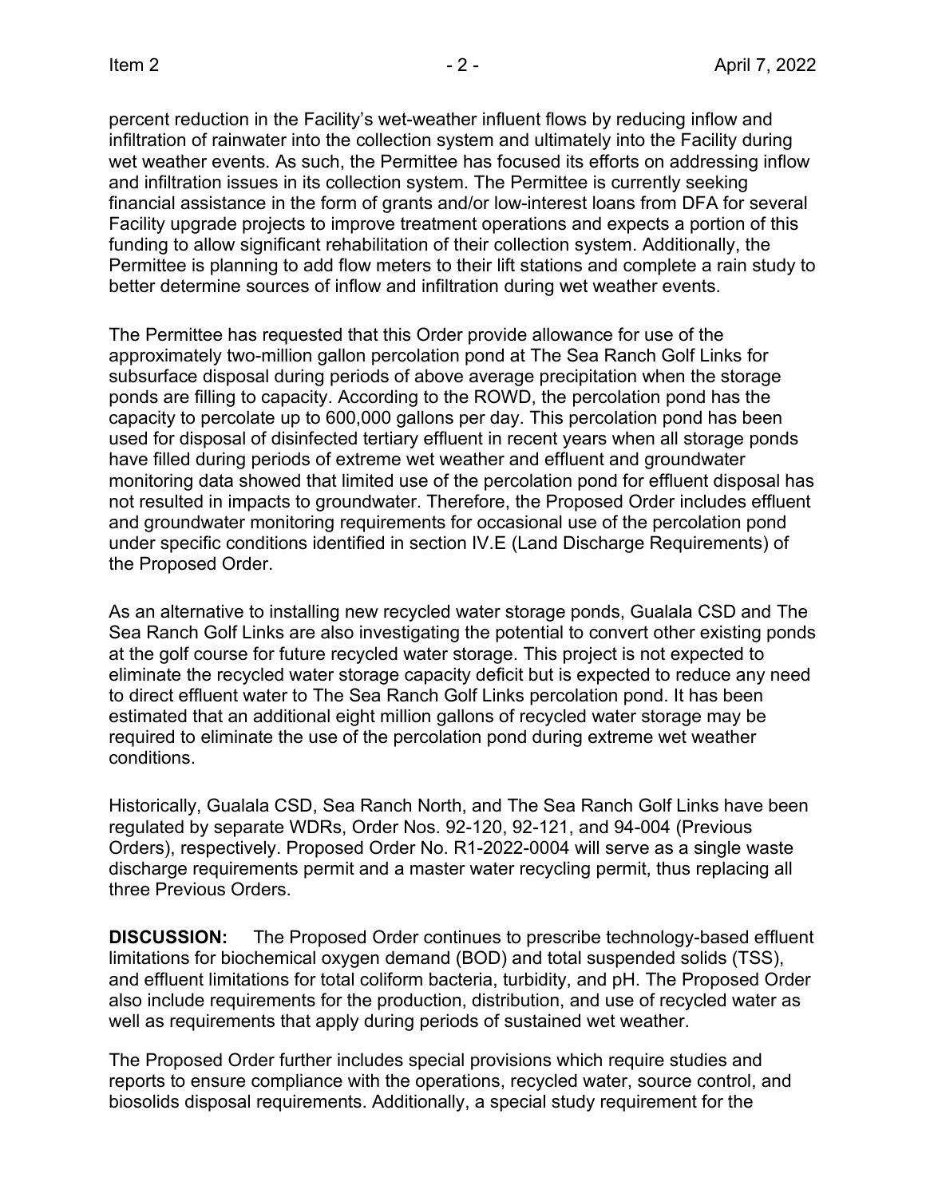percent reduction in the Facility's wet-weather influent flows by reducing inflow and infiltration of rainwater into the collection system and ultimately into the Facility during wet weather events. As such, the Permittee has focused its efforts on addressing inflow and infiltration issues in its collection system. The Permittee is currently seeking financial assistance in the form of grants and/or low-interest loans from DFA for several Facility upgrade projects to improve treatment operations and expects a portion of this funding to allow significant rehabilitation of their collection system. Additionally, the Permittee is planning to add flow meters to their lift stations and complete a rain study to better determine sources of inflow and infiltration during wet weather events.

The Permittee has requested that this Order provide allowance for use of the approximately two-million gallon percolation pond at The Sea Ranch Golf Links for subsurface disposal during periods of above average precipitation when the storage ponds are filling to capacity. According to the ROWD, the percolation pond has the capacity to percolate up to 600,000 gallons per day. This percolation pond has been used for disposal of disinfected tertiary effluent in recent years when all storage ponds have filled during periods of extreme wet weather and effluent and groundwater monitoring data showed that limited use of the percolation pond for effluent disposal has not resulted in impacts to groundwater. Therefore, the Proposed Order includes effluent and groundwater monitoring requirements for occasional use of the percolation pond under specific conditions identified in section IV.E (Land Discharge Requirements) of the Proposed Order.

As an alternative to installing new recycled water storage ponds, Gualala CSD and The Sea Ranch Golf Links are also investigating the potential to convert other existing ponds at the golf course for future recycled water storage. This project is not expected to eliminate the recycled water storage capacity deficit but is expected to reduce any need to direct effluent water to The Sea Ranch Golf Links percolation pond. It has been estimated that an additional eight million gallons of recycled water storage may be required to eliminate the use of the percolation pond during extreme wet weather conditions.

Historically, Gualala CSD, Sea Ranch North, and The Sea Ranch Golf Links have been regulated by separate WDRs, Order Nos. 92-120, 92-121, and 94-004 (Previous Orders), respectively. Proposed Order No. R1-2022-0004 will serve as a single waste discharge requirements permit and a master water recycling permit, thus replacing all three Previous Orders.

**DISCUSSION:** The Proposed Order continues to prescribe technology-based effluent limitations for biochemical oxygen demand (BOD) and total suspended solids (TSS), and effluent limitations for total coliform bacteria, turbidity, and pH. The Proposed Order also include requirements for the production, distribution, and use of recycled water as well as requirements that apply during periods of sustained wet weather.

The Proposed Order further includes special provisions which require studies and reports to ensure compliance with the operations, recycled water, source control, and biosolids disposal requirements. Additionally, a special study requirement for the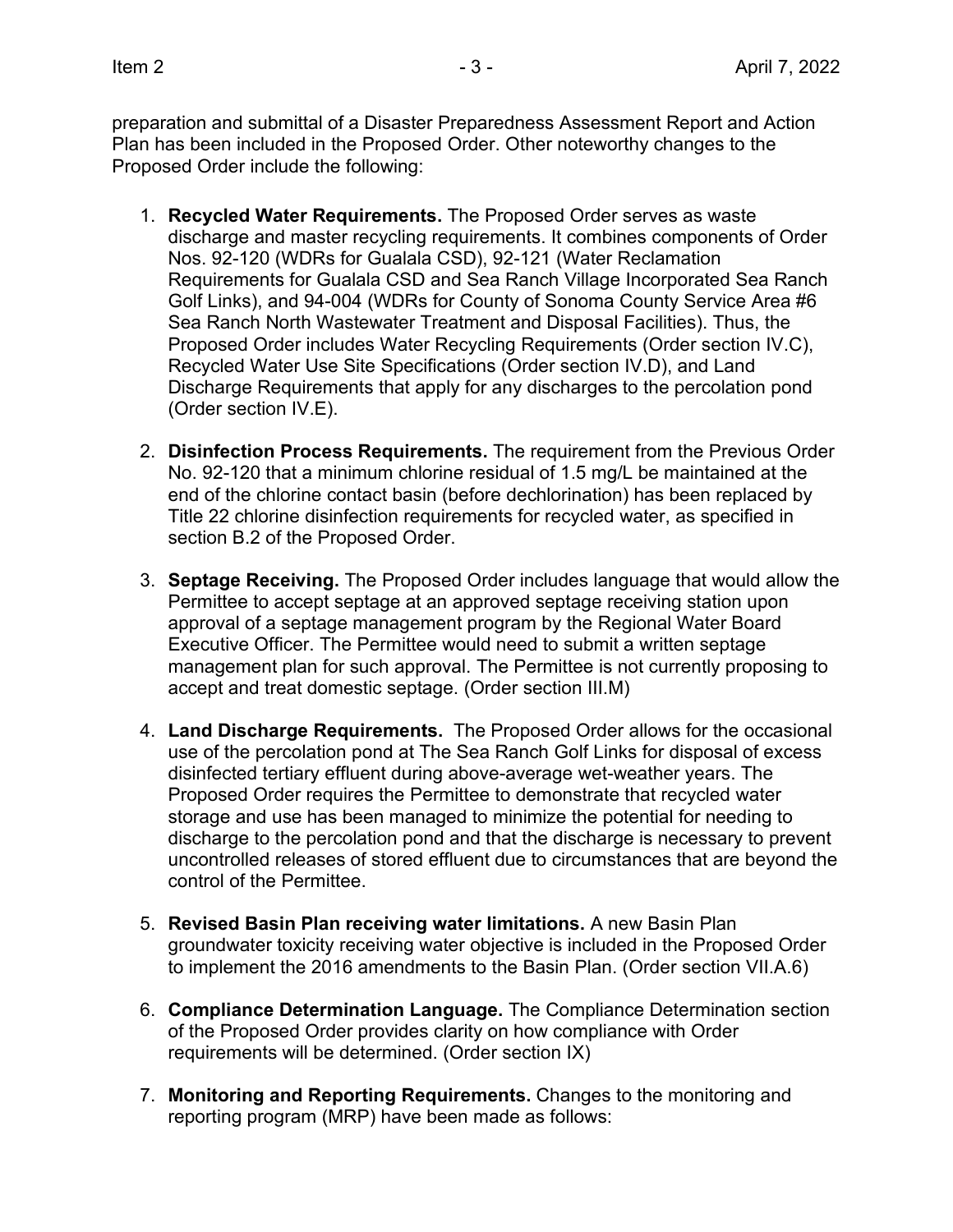preparation and submittal of a Disaster Preparedness Assessment Report and Action Plan has been included in the Proposed Order. Other noteworthy changes to the Proposed Order include the following:

1. **Recycled Water Requirements.** The Proposed Order serves as waste discharge and master recycling requirements. It combines components of Order Nos. 92-120 (WDRs for Gualala CSD), 92-121 (Water Reclamation Requirements for Gualala CSD and Sea Ranch Village Incorporated Sea Ranch Golf Links), and 94-004 (WDRs for County of Sonoma County Service Area #6 Sea Ranch North Wastewater Treatment and Disposal Facilities). Thus, the Proposed Order includes Water Recycling Requirements (Order section IV.C), Recycled Water Use Site Specifications (Order section IV.D), and Land Discharge Requirements that apply for any discharges to the percolation pond (Order section IV.E).

2. **Disinfection Process Requirements.** The requirement from the Previous Order No. 92-120 that a minimum chlorine residual of 1.5 mg/L be maintained at the end of the chlorine contact basin (before dechlorination) has been replaced by Title 22 chlorine disinfection requirements for recycled water, as specified in section B.2 of the Proposed Order.

3. **Septage Receiving.** The Proposed Order includes language that would allow the Permittee to accept septage at an approved septage receiving station upon approval of a septage management program by the Regional Water Board Executive Officer. The Permittee would need to submit a written septage management plan for such approval. The Permittee is not currently proposing to accept and treat domestic septage. (Order section III.M)

4. **Land Discharge Requirements.** The Proposed Order allows for the occasional use of the percolation pond at The Sea Ranch Golf Links for disposal of excess disinfected tertiary effluent during above-average wet-weather years. The Proposed Order requires the Permittee to demonstrate that recycled water storage and use has been managed to minimize the potential for needing to discharge to the percolation pond and that the discharge is necessary to prevent uncontrolled releases of stored effluent due to circumstances that are beyond the control of the Permittee.

5. **Revised Basin Plan receiving water limitations.** A new Basin Plan groundwater toxicity receiving water objective is included in the Proposed Order to implement the 2016 amendments to the Basin Plan. (Order section VII.A.6)

6. **Compliance Determination Language.** The Compliance Determination section of the Proposed Order provides clarity on how compliance with Order requirements will be determined. (Order section IX)

7. **Monitoring and Reporting Requirements.** Changes to the monitoring and reporting program (MRP) have been made as follows: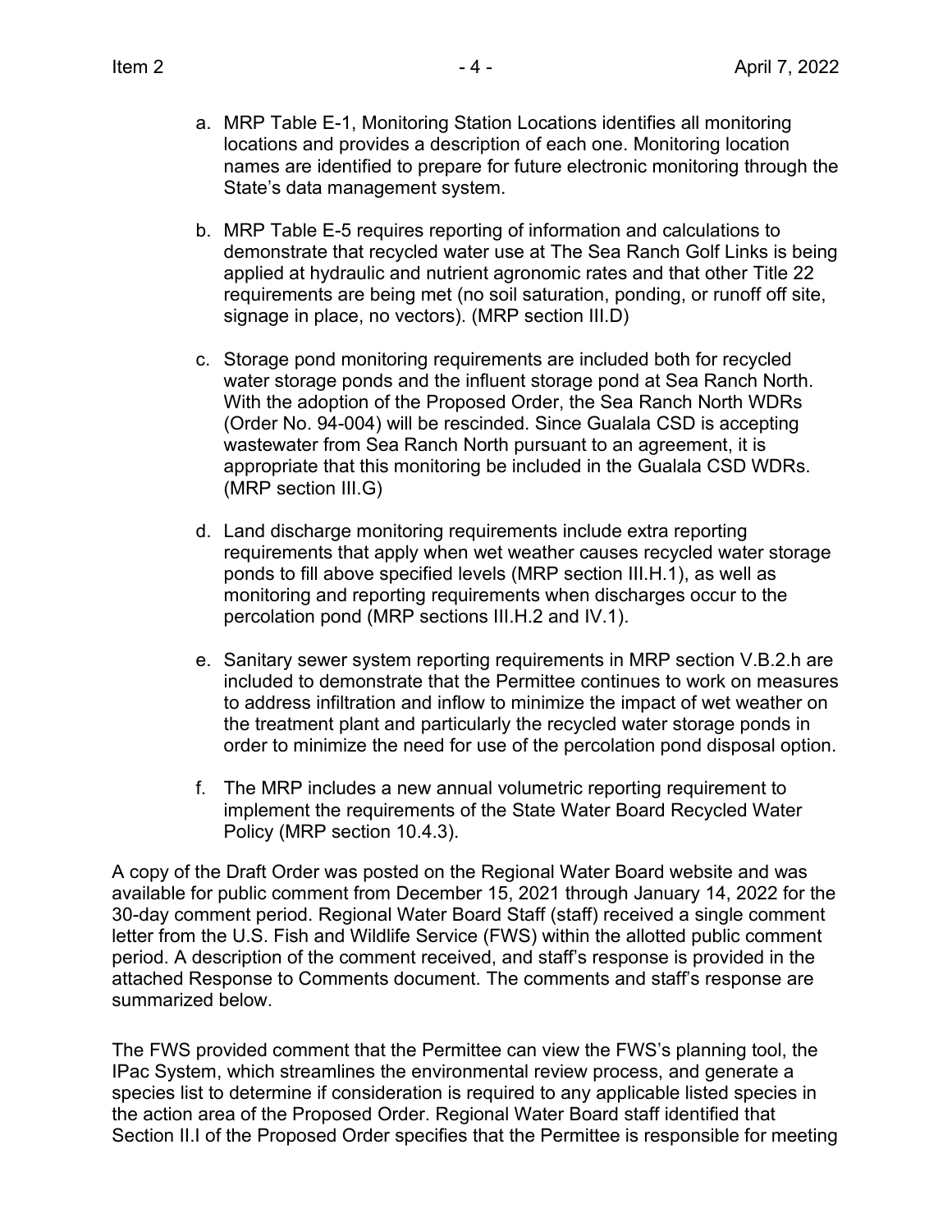a. MRP Table E-1, Monitoring Station Locations identifies all monitoring locations and provides a description of each one. Monitoring location names are identified to prepare for future electronic monitoring through the State's data management system.

b. MRP Table E-5 requires reporting of information and calculations to demonstrate that recycled water use at The Sea Ranch Golf Links is being applied at hydraulic and nutrient agronomic rates and that other Title 22 requirements are being met (no soil saturation, ponding, or runoff off site, signage in place, no vectors). (MRP section III.D)

c. Storage pond monitoring requirements are included both for recycled water storage ponds and the influent storage pond at Sea Ranch North. With the adoption of the Proposed Order, the Sea Ranch North WDRs (Order No. 94-004) will be rescinded. Since Gualala CSD is accepting wastewater from Sea Ranch North pursuant to an agreement, it is appropriate that this monitoring be included in the Gualala CSD WDRs. (MRP section III.G)

d. Land discharge monitoring requirements include extra reporting requirements that apply when wet weather causes recycled water storage ponds to fill above specified levels (MRP section III.H.1), as well as monitoring and reporting requirements when discharges occur to the percolation pond (MRP sections III.H.2 and IV.1).

e. Sanitary sewer system reporting requirements in MRP section V.B.2.h are included to demonstrate that the Permittee continues to work on measures to address infiltration and inflow to minimize the impact of wet weather on the treatment plant and particularly the recycled water storage ponds in order to minimize the need for use of the percolation pond disposal option.

f. The MRP includes a new annual volumetric reporting requirement to implement the requirements of the State Water Board Recycled Water Policy (MRP section 10.4.3).

A copy of the Draft Order was posted on the Regional Water Board website and was available for public comment from December 15, 2021 through January 14, 2022 for the 30-day comment period. Regional Water Board Staff (staff) received a single comment letter from the U.S. Fish and Wildlife Service (FWS) within the allotted public comment period. A description of the comment received, and staff's response is provided in the attached Response to Comments document. The comments and staff's response are summarized below.

The FWS provided comment that the Permittee can view the FWS's planning tool, the IPac System, which streamlines the environmental review process, and generate a species list to determine if consideration is required to any applicable listed species in the action area of the Proposed Order. Regional Water Board staff identified that Section II.I of the Proposed Order specifies that the Permittee is responsible for meeting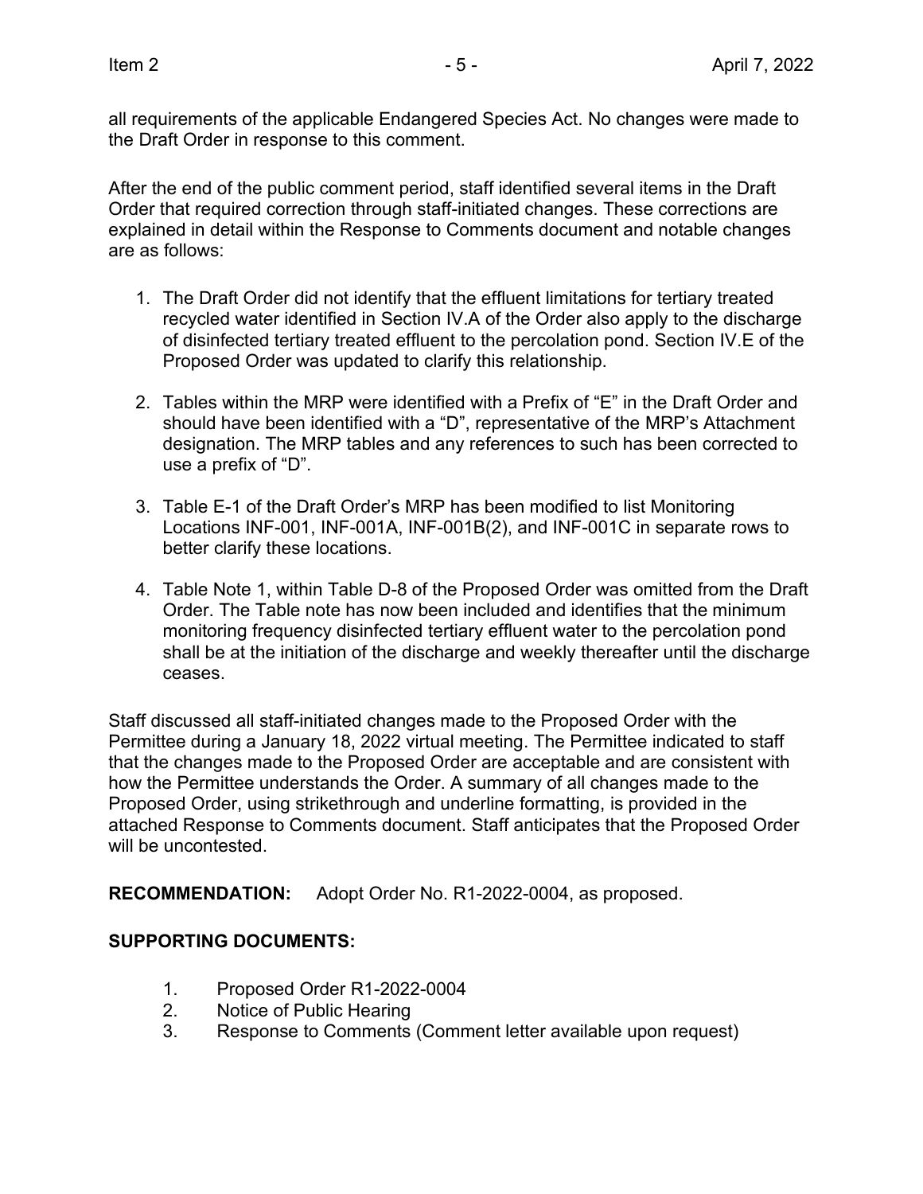all requirements of the applicable Endangered Species Act. No changes were made to the Draft Order in response to this comment.

After the end of the public comment period, staff identified several items in the Draft Order that required correction through staff-initiated changes. These corrections are explained in detail within the Response to Comments document and notable changes are as follows:

1. The Draft Order did not identify that the effluent limitations for tertiary treated recycled water identified in Section IV.A of the Order also apply to the discharge of disinfected tertiary treated effluent to the percolation pond. Section IV.E of the Proposed Order was updated to clarify this relationship.

2. Tables within the MRP were identified with a Prefix of "E" in the Draft Order and should have been identified with a "D", representative of the MRP's Attachment designation. The MRP tables and any references to such has been corrected to use a prefix of "D".

3. Table E-1 of the Draft Order's MRP has been modified to list Monitoring Locations INF-001, INF-001A, INF-001B(2), and INF-001C in separate rows to better clarify these locations.

4. Table Note 1, within Table D-8 of the Proposed Order was omitted from the Draft Order. The Table note has now been included and identifies that the minimum monitoring frequency disinfected tertiary effluent water to the percolation pond shall be at the initiation of the discharge and weekly thereafter until the discharge ceases.

Staff discussed all staff-initiated changes made to the Proposed Order with the Permittee during a January 18, 2022 virtual meeting. The Permittee indicated to staff that the changes made to the Proposed Order are acceptable and are consistent with how the Permittee understands the Order. A summary of all changes made to the Proposed Order, using strikethrough and underline formatting, is provided in the attached Response to Comments document. Staff anticipates that the Proposed Order will be uncontested.

**RECOMMENDATION:** Adopt Order No. R1-2022-0004, as proposed.

**SUPPORTING DOCUMENTS:**

1. Proposed Order R1-2022-0004
2. Notice of Public Hearing
3. Response to Comments (Comment letter available upon request)